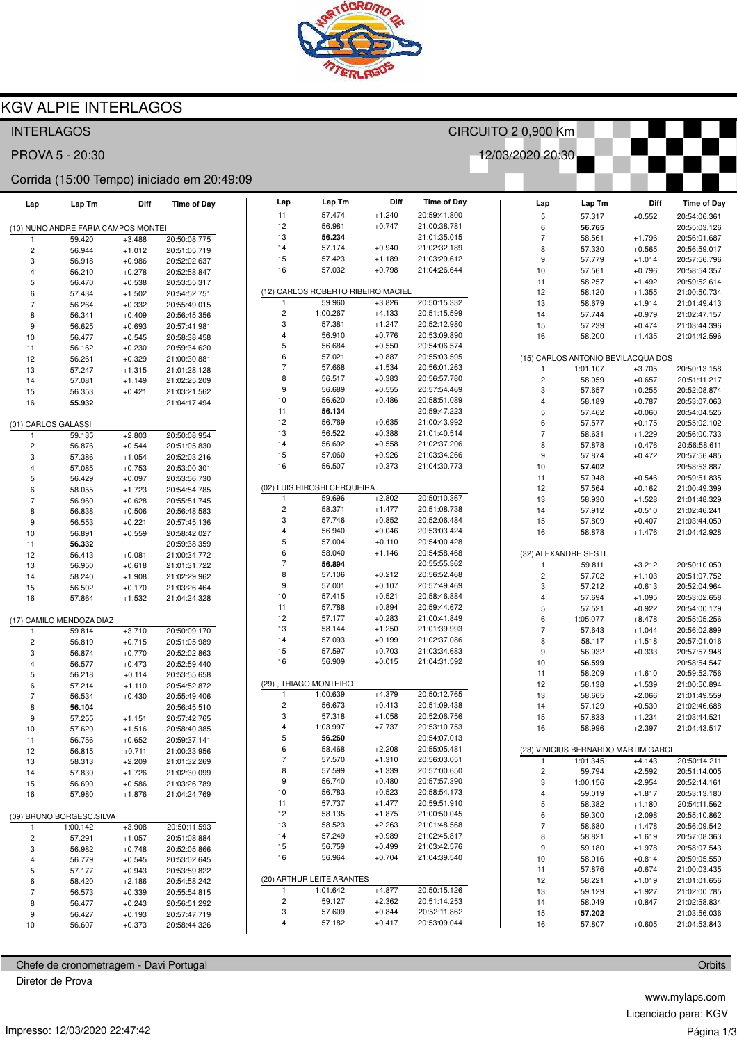# KGV ALPIE INTERLAGOS

INTERLAGOS — CIRCUITO 2 0,900 Km

PROVA 5 - 20:30 — 12/03/2020 20:30

Corrida (15:00 Tempo) iniciado em 20:49:09

### (10) NUNO ANDRE FARIA CAMPOS MONTEI

| Lap | Lap Tm | Diff | Time of Day |
|---|---|---|---|
| 1 | 59.420 | +3.488 | 20:50:08.775 |
| 2 | 56.944 | +1.012 | 20:51:05.719 |
| 3 | 56.918 | +0.986 | 20:52:02.637 |
| 4 | 56.210 | +0.278 | 20:52:58.847 |
| 5 | 56.470 | +0.538 | 20:53:55.317 |
| 6 | 57.434 | +1.502 | 20:54:52.751 |
| 7 | 56.264 | +0.332 | 20:55:49.015 |
| 8 | 56.341 | +0.409 | 20:56:45.356 |
| 9 | 56.625 | +0.693 | 20:57:41.981 |
| 10 | 56.477 | +0.545 | 20:58:38.458 |
| 11 | 56.162 | +0.230 | 20:59:34.620 |
| 12 | 56.261 | +0.329 | 21:00:30.881 |
| 13 | 57.247 | +1.315 | 21:01:28.128 |
| 14 | 57.081 | +1.149 | 21:02:25.209 |
| 15 | 56.353 | +0.421 | 21:03:21.562 |
| 16 | **55.932** | | 21:04:17.494 |

### (01) CARLOS GALASSI

| Lap | Lap Tm | Diff | Time of Day |
|---|---|---|---|
| 1 | 59.135 | +2.803 | 20:50:08.954 |
| 2 | 56.876 | +0.544 | 20:51:05.830 |
| 3 | 57.386 | +1.054 | 20:52:03.216 |
| 4 | 57.085 | +0.753 | 20:53:00.301 |
| 5 | 56.429 | +0.097 | 20:53:56.730 |
| 6 | 58.055 | +1.723 | 20:54:54.785 |
| 7 | 56.960 | +0.628 | 20:55:51.745 |
| 8 | 56.838 | +0.506 | 20:56:48.583 |
| 9 | 56.553 | +0.221 | 20:57:45.136 |
| 10 | 56.891 | +0.559 | 20:58:42.027 |
| 11 | **56.332** | | 20:59:38.359 |
| 12 | 56.413 | +0.081 | 21:00:34.772 |
| 13 | 56.950 | +0.618 | 21:01:31.722 |
| 14 | 58.240 | +1.908 | 21:02:29.962 |
| 15 | 56.502 | +0.170 | 21:03:26.464 |
| 16 | 57.864 | +1.532 | 21:04:24.328 |

### (17) CAMILO MENDOZA DIAZ

| Lap | Lap Tm | Diff | Time of Day |
|---|---|---|---|
| 1 | 59.814 | +3.710 | 20:50:09.170 |
| 2 | 56.819 | +0.715 | 20:51:05.989 |
| 3 | 56.874 | +0.770 | 20:52:02.863 |
| 4 | 56.577 | +0.473 | 20:52:59.440 |
| 5 | 56.218 | +0.114 | 20:53:55.658 |
| 6 | 57.214 | +1.110 | 20:54:52.872 |
| 7 | 56.534 | +0.430 | 20:55:49.406 |
| 8 | **56.104** | | 20:56:45.510 |
| 9 | 57.255 | +1.151 | 20:57:42.765 |
| 10 | 57.620 | +1.516 | 20:58:40.385 |
| 11 | 56.756 | +0.652 | 20:59:37.141 |
| 12 | 56.815 | +0.711 | 21:00:33.956 |
| 13 | 58.313 | +2.209 | 21:01:32.269 |
| 14 | 57.830 | +1.726 | 21:02:30.099 |
| 15 | 56.690 | +0.586 | 21:03:26.789 |
| 16 | 57.980 | +1.876 | 21:04:24.769 |

### (09) BRUNO BORGESC.SILVA

| Lap | Lap Tm | Diff | Time of Day |
|---|---|---|---|
| 1 | 1:00.142 | +3.908 | 20:50:11.593 |
| 2 | 57.291 | +1.057 | 20:51:08.884 |
| 3 | 56.982 | +0.748 | 20:52:05.866 |
| 4 | 56.779 | +0.545 | 20:53:02.645 |
| 5 | 57.177 | +0.943 | 20:53:59.822 |
| 6 | 58.420 | +2.186 | 20:54:58.242 |
| 7 | 56.573 | +0.339 | 20:55:54.815 |
| 8 | 56.477 | +0.243 | 20:56:51.292 |
| 9 | 56.427 | +0.193 | 20:57:47.719 |
| 10 | 56.607 | +0.373 | 20:58:44.326 |
| 11 | 57.474 | +1.240 | 20:59:41.800 |
| 12 | 56.981 | +0.747 | 21:00:38.781 |
| 13 | **56.234** | | 21:01:35.015 |
| 14 | 57.174 | +0.940 | 21:02:32.189 |
| 15 | 57.423 | +1.189 | 21:03:29.612 |
| 16 | 57.032 | +0.798 | 21:04:26.644 |

### (12) CARLOS ROBERTO RIBEIRO MACIEL

| Lap | Lap Tm | Diff | Time of Day |
|---|---|---|---|
| 1 | 59.960 | +3.826 | 20:50:15.332 |
| 2 | 1:00.267 | +4.133 | 20:51:15.599 |
| 3 | 57.381 | +1.247 | 20:52:12.980 |
| 4 | 56.910 | +0.776 | 20:53:09.890 |
| 5 | 56.684 | +0.550 | 20:54:06.574 |
| 6 | 57.021 | +0.887 | 20:55:03.595 |
| 7 | 57.668 | +1.534 | 20:56:01.263 |
| 8 | 56.517 | +0.383 | 20:56:57.780 |
| 9 | 56.689 | +0.555 | 20:57:54.469 |
| 10 | 56.620 | +0.486 | 20:58:51.089 |
| 11 | **56.134** | | 20:59:47.223 |
| 12 | 56.769 | +0.635 | 21:00:43.992 |
| 13 | 56.522 | +0.388 | 21:01:40.514 |
| 14 | 56.692 | +0.558 | 21:02:37.206 |
| 15 | 57.060 | +0.926 | 21:03:34.266 |
| 16 | 56.507 | +0.373 | 21:04:30.773 |

### (02) LUIS HIROSHI CERQUEIRA

| Lap | Lap Tm | Diff | Time of Day |
|---|---|---|---|
| 1 | 59.696 | +2.802 | 20:50:10.367 |
| 2 | 58.371 | +1.477 | 20:51:08.738 |
| 3 | 57.746 | +0.852 | 20:52:06.484 |
| 4 | 56.940 | +0.046 | 20:53:03.424 |
| 5 | 57.004 | +0.110 | 20:54:00.428 |
| 6 | 58.040 | +1.146 | 20:54:58.468 |
| 7 | **56.894** | | 20:55:55.362 |
| 8 | 57.106 | +0.212 | 20:56:52.468 |
| 9 | 57.001 | +0.107 | 20:57:49.469 |
| 10 | 57.415 | +0.521 | 20:58:46.884 |
| 11 | 57.788 | +0.894 | 20:59:44.672 |
| 12 | 57.177 | +0.283 | 21:00:41.849 |
| 13 | 58.144 | +1.250 | 21:01:39.993 |
| 14 | 57.093 | +0.199 | 21:02:37.086 |
| 15 | 57.597 | +0.703 | 21:03:34.683 |
| 16 | 56.909 | +0.015 | 21:04:31.592 |

### (29) , THIAGO MONTEIRO

| Lap | Lap Tm | Diff | Time of Day |
|---|---|---|---|
| 1 | 1:00.639 | +4.379 | 20:50:12.765 |
| 2 | 56.673 | +0.413 | 20:51:09.438 |
| 3 | 57.318 | +1.058 | 20:52:06.756 |
| 4 | 1:03.997 | +7.737 | 20:53:10.753 |
| 5 | **56.260** | | 20:54:07.013 |
| 6 | 58.468 | +2.208 | 20:55:05.481 |
| 7 | 57.570 | +1.310 | 20:56:03.051 |
| 8 | 57.599 | +1.339 | 20:57:00.650 |
| 9 | 56.740 | +0.480 | 20:57:57.390 |
| 10 | 56.783 | +0.523 | 20:58:54.173 |
| 11 | 57.737 | +1.477 | 20:59:51.910 |
| 12 | 58.135 | +1.875 | 21:00:50.045 |
| 13 | 58.523 | +2.263 | 21:01:48.568 |
| 14 | 57.249 | +0.989 | 21:02:45.817 |
| 15 | 56.759 | +0.499 | 21:03:42.576 |
| 16 | 56.964 | +0.704 | 21:04:39.540 |

### (20) ARTHUR LEITE ARANTES

| Lap | Lap Tm | Diff | Time of Day |
|---|---|---|---|
| 1 | 1:01.642 | +4.877 | 20:50:15.126 |
| 2 | 59.127 | +2.362 | 20:51:14.253 |
| 3 | 57.609 | +0.844 | 20:52:11.862 |
| 4 | 57.182 | +0.417 | 20:53:09.044 |
| 5 | 57.317 | +0.552 | 20:54:06.361 |
| 6 | **56.765** | | 20:55:03.126 |
| 7 | 58.561 | +1.796 | 20:56:01.687 |
| 8 | 57.330 | +0.565 | 20:56:59.017 |
| 9 | 57.779 | +1.014 | 20:57:56.796 |
| 10 | 57.561 | +0.796 | 20:58:54.357 |
| 11 | 58.257 | +1.492 | 20:59:52.614 |
| 12 | 58.120 | +1.355 | 21:00:50.734 |
| 13 | 58.679 | +1.914 | 21:01:49.413 |
| 14 | 57.744 | +0.979 | 21:02:47.157 |
| 15 | 57.239 | +0.474 | 21:03:44.396 |
| 16 | 58.200 | +1.435 | 21:04:42.596 |

### (15) CARLOS ANTONIO BEVILACQUA DOS

| Lap | Lap Tm | Diff | Time of Day |
|---|---|---|---|
| 1 | 1:01.107 | +3.705 | 20:50:13.158 |
| 2 | 58.059 | +0.657 | 20:51:11.217 |
| 3 | 57.657 | +0.255 | 20:52:08.874 |
| 4 | 58.189 | +0.787 | 20:53:07.063 |
| 5 | 57.462 | +0.060 | 20:54:04.525 |
| 6 | 57.577 | +0.175 | 20:55:02.102 |
| 7 | 58.631 | +1.229 | 20:56:00.733 |
| 8 | 57.878 | +0.476 | 20:56:58.611 |
| 9 | 57.874 | +0.472 | 20:57:56.485 |
| 10 | **57.402** | | 20:58:53.887 |
| 11 | 57.948 | +0.546 | 20:59:51.835 |
| 12 | 57.564 | +0.162 | 21:00:49.399 |
| 13 | 58.930 | +1.528 | 21:01:48.329 |
| 14 | 57.912 | +0.510 | 21:02:46.241 |
| 15 | 57.809 | +0.407 | 21:03:44.050 |
| 16 | 58.878 | +1.476 | 21:04:42.928 |

### (32) ALEXANDRE SESTI

| Lap | Lap Tm | Diff | Time of Day |
|---|---|---|---|
| 1 | 59.811 | +3.212 | 20:50:10.050 |
| 2 | 57.702 | +1.103 | 20:51:07.752 |
| 3 | 57.212 | +0.613 | 20:52:04.964 |
| 4 | 57.694 | +1.095 | 20:53:02.658 |
| 5 | 57.521 | +0.922 | 20:54:00.179 |
| 6 | 1:05.077 | +8.478 | 20:55:05.256 |
| 7 | 57.643 | +1.044 | 20:56:02.899 |
| 8 | 58.117 | +1.518 | 20:57:01.016 |
| 9 | 56.932 | +0.333 | 20:57:57.948 |
| 10 | **56.599** | | 20:58:54.547 |
| 11 | 58.209 | +1.610 | 20:59:52.756 |
| 12 | 58.138 | +1.539 | 21:00:50.894 |
| 13 | 58.665 | +2.066 | 21:01:49.559 |
| 14 | 57.129 | +0.530 | 21:02:46.688 |
| 15 | 57.833 | +1.234 | 21:03:44.521 |
| 16 | 58.996 | +2.397 | 21:04:43.517 |

### (28) VINICIUS BERNARDO MARTIM GARCI

| Lap | Lap Tm | Diff | Time of Day |
|---|---|---|---|
| 1 | 1:01.345 | +4.143 | 20:50:14.211 |
| 2 | 59.794 | +2.592 | 20:51:14.005 |
| 3 | 1:00.156 | +2.954 | 20:52:14.161 |
| 4 | 59.019 | +1.817 | 20:53:13.180 |
| 5 | 58.382 | +1.180 | 20:54:11.562 |
| 6 | 59.300 | +2.098 | 20:55:10.862 |
| 7 | 58.680 | +1.478 | 20:56:09.542 |
| 8 | 58.821 | +1.619 | 20:57:08.363 |
| 9 | 59.180 | +1.978 | 20:58:07.543 |
| 10 | 58.016 | +0.814 | 20:59:05.559 |
| 11 | 57.876 | +0.674 | 21:00:03.435 |
| 12 | 58.221 | +1.019 | 21:01:01.656 |
| 13 | 59.129 | +1.927 | 21:02:00.785 |
| 14 | 58.049 | +0.847 | 21:02:58.834 |
| 15 | **57.202** | | 21:03:56.036 |
| 16 | 57.807 | +0.605 | 21:04:53.843 |

Chefe de cronometragem - Davi Portugal — Orbits

Diretor de Prova

www.mylaps.com

Licenciado para: KGV

Impresso: 12/03/2020 22:47:42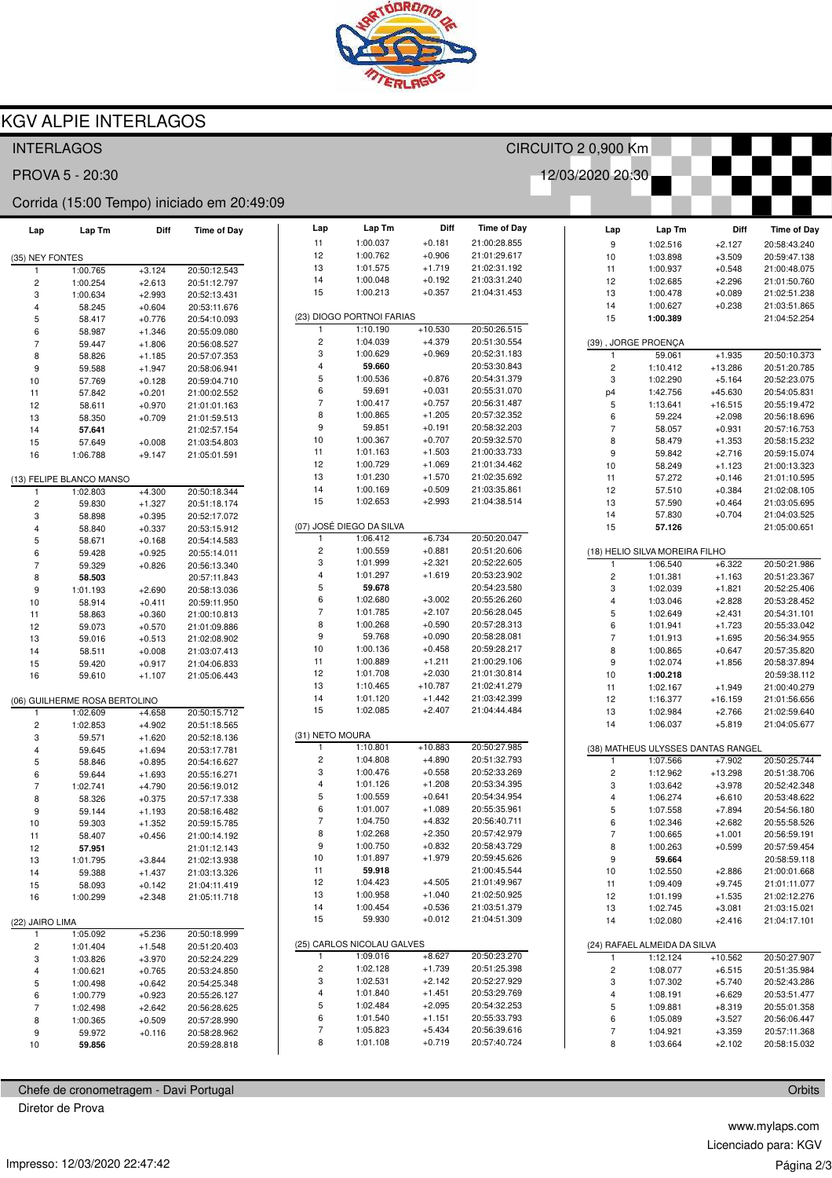# KGV ALPIE INTERLAGOS

INTERLAGOS — CIRCUITO 2 0,900 Km

PROVA 5 - 20:30 — 12/03/2020 20:30

Corrida (15:00 Tempo) iniciado em 20:49:09

### (35) NEY FONTES

| Lap | Lap Tm | Diff | Time of Day |
|---|---|---|---|
| 1 | 1:00.765 | +3.124 | 20:50:12.543 |
| 2 | 1:00.254 | +2.613 | 20:51:12.797 |
| 3 | 1:00.634 | +2.993 | 20:52:13.431 |
| 4 | 58.245 | +0.604 | 20:53:11.676 |
| 5 | 58.417 | +0.776 | 20:54:10.093 |
| 6 | 58.987 | +1.346 | 20:55:09.080 |
| 7 | 59.447 | +1.806 | 20:56:08.527 |
| 8 | 58.826 | +1.185 | 20:57:07.353 |
| 9 | 59.588 | +1.947 | 20:58:06.941 |
| 10 | 57.769 | +0.128 | 20:59:04.710 |
| 11 | 57.842 | +0.201 | 21:00:02.552 |
| 12 | 58.611 | +0.970 | 21:01:01.163 |
| 13 | 58.350 | +0.709 | 21:01:59.513 |
| 14 | **57.641** | | 21:02:57.154 |
| 15 | 57.649 | +0.008 | 21:03:54.803 |
| 16 | 1:06.788 | +9.147 | 21:05:01.591 |

### (13) FELIPE BLANCO MANSO

| Lap | Lap Tm | Diff | Time of Day |
|---|---|---|---|
| 1 | 1:02.803 | +4.300 | 20:50:18.344 |
| 2 | 59.830 | +1.327 | 20:51:18.174 |
| 3 | 58.898 | +0.395 | 20:52:17.072 |
| 4 | 58.840 | +0.337 | 20:53:15.912 |
| 5 | 58.671 | +0.168 | 20:54:14.583 |
| 6 | 59.428 | +0.925 | 20:55:14.011 |
| 7 | 59.329 | +0.826 | 20:56:13.340 |
| 8 | **58.503** | | 20:57:11.843 |
| 9 | 1:01.193 | +2.690 | 20:58:13.036 |
| 10 | 58.914 | +0.411 | 20:59:11.950 |
| 11 | 58.863 | +0.360 | 21:00:10.813 |
| 12 | 59.073 | +0.570 | 21:01:09.886 |
| 13 | 59.016 | +0.513 | 21:02:08.902 |
| 14 | 58.511 | +0.008 | 21:03:07.413 |
| 15 | 59.420 | +0.917 | 21:04:06.833 |
| 16 | 59.610 | +1.107 | 21:05:06.443 |

### (06) GUILHERME ROSA BERTOLINO

| Lap | Lap Tm | Diff | Time of Day |
|---|---|---|---|
| 1 | 1:02.609 | +4.658 | 20:50:15.712 |
| 2 | 1:02.853 | +4.902 | 20:51:18.565 |
| 3 | 59.571 | +1.620 | 20:52:18.136 |
| 4 | 59.645 | +1.694 | 20:53:17.781 |
| 5 | 58.846 | +0.895 | 20:54:16.627 |
| 6 | 59.644 | +1.693 | 20:55:16.271 |
| 7 | 1:02.741 | +4.790 | 20:56:19.012 |
| 8 | 58.326 | +0.375 | 20:57:17.338 |
| 9 | 59.144 | +1.193 | 20:58:16.482 |
| 10 | 59.303 | +1.352 | 20:59:15.785 |
| 11 | 58.407 | +0.456 | 21:00:14.192 |
| 12 | **57.951** | | 21:01:12.143 |
| 13 | 1:01.795 | +3.844 | 21:02:13.938 |
| 14 | 59.388 | +1.437 | 21:03:13.326 |
| 15 | 58.093 | +0.142 | 21:04:11.419 |
| 16 | 1:00.299 | +2.348 | 21:05:11.718 |

### (22) JAIRO LIMA

| Lap | Lap Tm | Diff | Time of Day |
|---|---|---|---|
| 1 | 1:05.092 | +5.236 | 20:50:18.999 |
| 2 | 1:01.404 | +1.548 | 20:51:20.403 |
| 3 | 1:03.826 | +3.970 | 20:52:24.229 |
| 4 | 1:00.621 | +0.765 | 20:53:24.850 |
| 5 | 1:00.498 | +0.642 | 20:54:25.348 |
| 6 | 1:00.779 | +0.923 | 20:55:26.127 |
| 7 | 1:02.498 | +2.642 | 20:56:28.625 |
| 8 | 1:00.365 | +0.509 | 20:57:28.990 |
| 9 | 59.972 | +0.116 | 20:58:28.962 |
| 10 | **59.856** | | 20:59:28.818 |
| 11 | 1:00.037 | +0.181 | 21:00:28.855 |
| 12 | 1:00.762 | +0.906 | 21:01:29.617 |
| 13 | 1:01.575 | +1.719 | 21:02:31.192 |
| 14 | 1:00.048 | +0.192 | 21:03:31.240 |
| 15 | 1:00.213 | +0.357 | 21:04:31.453 |

### (23) DIOGO PORTNOI FARIAS

| Lap | Lap Tm | Diff | Time of Day |
|---|---|---|---|
| 1 | 1:10.190 | +10.530 | 20:50:26.515 |
| 2 | 1:04.039 | +4.379 | 20:51:30.554 |
| 3 | 1:00.629 | +0.969 | 20:52:31.183 |
| 4 | **59.660** | | 20:53:30.843 |
| 5 | 1:00.536 | +0.876 | 20:54:31.379 |
| 6 | 59.691 | +0.031 | 20:55:31.070 |
| 7 | 1:00.417 | +0.757 | 20:56:31.487 |
| 8 | 1:00.865 | +1.205 | 20:57:32.352 |
| 9 | 59.851 | +0.191 | 20:58:32.203 |
| 10 | 1:00.367 | +0.707 | 20:59:32.570 |
| 11 | 1:01.163 | +1.503 | 21:00:33.733 |
| 12 | 1:00.729 | +1.069 | 21:01:34.462 |
| 13 | 1:01.230 | +1.570 | 21:02:35.692 |
| 14 | 1:00.169 | +0.509 | 21:03:35.861 |
| 15 | 1:02.653 | +2.993 | 21:04:38.514 |

### (07) JOSÉ DIEGO DA SILVA

| Lap | Lap Tm | Diff | Time of Day |
|---|---|---|---|
| 1 | 1:06.412 | +6.734 | 20:50:20.047 |
| 2 | 1:00.559 | +0.881 | 20:51:20.606 |
| 3 | 1:01.999 | +2.321 | 20:52:22.605 |
| 4 | 1:01.297 | +1.619 | 20:53:23.902 |
| 5 | **59.678** | | 20:54:23.580 |
| 6 | 1:02.680 | +3.002 | 20:55:26.260 |
| 7 | 1:01.785 | +2.107 | 20:56:28.045 |
| 8 | 1:00.268 | +0.590 | 20:57:28.313 |
| 9 | 59.768 | +0.090 | 20:58:28.081 |
| 10 | 1:00.136 | +0.458 | 20:59:28.217 |
| 11 | 1:00.889 | +1.211 | 21:00:29.106 |
| 12 | 1:01.708 | +2.030 | 21:01:30.814 |
| 13 | 1:10.465 | +10.787 | 21:02:41.279 |
| 14 | 1:01.120 | +1.442 | 21:03:42.399 |
| 15 | 1:02.085 | +2.407 | 21:04:44.484 |

### (31) NETO MOURA

| Lap | Lap Tm | Diff | Time of Day |
|---|---|---|---|
| 1 | 1:10.801 | +10.883 | 20:50:27.985 |
| 2 | 1:04.808 | +4.890 | 20:51:32.793 |
| 3 | 1:00.476 | +0.558 | 20:52:33.269 |
| 4 | 1:01.126 | +1.208 | 20:53:34.395 |
| 5 | 1:00.559 | +0.641 | 20:54:34.954 |
| 6 | 1:01.007 | +1.089 | 20:55:35.961 |
| 7 | 1:04.750 | +4.832 | 20:56:40.711 |
| 8 | 1:02.268 | +2.350 | 20:57:42.979 |
| 9 | 1:00.750 | +0.832 | 20:58:43.729 |
| 10 | 1:01.897 | +1.979 | 20:59:45.626 |
| 11 | **59.918** | | 21:00:45.544 |
| 12 | 1:04.423 | +4.505 | 21:01:49.967 |
| 13 | 1:00.958 | +1.040 | 21:02:50.925 |
| 14 | 1:00.454 | +0.536 | 21:03:51.379 |
| 15 | 59.930 | +0.012 | 21:04:51.309 |

### (25) CARLOS NICOLAU GALVES

| Lap | Lap Tm | Diff | Time of Day |
|---|---|---|---|
| 1 | 1:09.016 | +8.627 | 20:50:23.270 |
| 2 | 1:02.128 | +1.739 | 20:51:25.398 |
| 3 | 1:02.531 | +2.142 | 20:52:27.929 |
| 4 | 1:01.840 | +1.451 | 20:53:29.769 |
| 5 | 1:02.484 | +2.095 | 20:54:32.253 |
| 6 | 1:01.540 | +1.151 | 20:55:33.793 |
| 7 | 1:05.823 | +5.434 | 20:56:39.616 |
| 8 | 1:01.108 | +0.719 | 20:57:40.724 |
| 9 | 1:02.516 | +2.127 | 20:58:43.240 |
| 10 | 1:03.898 | +3.509 | 20:59:47.138 |
| 11 | 1:00.937 | +0.548 | 21:00:48.075 |
| 12 | 1:02.685 | +2.296 | 21:01:50.760 |
| 13 | 1:00.478 | +0.089 | 21:02:51.238 |
| 14 | 1:00.627 | +0.238 | 21:03:51.865 |
| 15 | **1:00.389** | | 21:04:52.254 |

### (39) , JORGE PROENÇA

| Lap | Lap Tm | Diff | Time of Day |
|---|---|---|---|
| 1 | 59.061 | +1.935 | 20:50:10.373 |
| 2 | 1:10.412 | +13.286 | 20:51:20.785 |
| 3 | 1:02.290 | +5.164 | 20:52:23.075 |
| p4 | 1:42.756 | +45.630 | 20:54:05.831 |
| 5 | 1:13.641 | +16.515 | 20:55:19.472 |
| 6 | 59.224 | +2.098 | 20:56:18.696 |
| 7 | 58.057 | +0.931 | 20:57:16.753 |
| 8 | 58.479 | +1.353 | 20:58:15.232 |
| 9 | 59.842 | +2.716 | 20:59:15.074 |
| 10 | 58.249 | +1.123 | 21:00:13.323 |
| 11 | 57.272 | +0.146 | 21:01:10.595 |
| 12 | 57.510 | +0.384 | 21:02:08.105 |
| 13 | 57.590 | +0.464 | 21:03:05.695 |
| 14 | 57.830 | +0.704 | 21:04:03.525 |
| 15 | **57.126** | | 21:05:00.651 |

### (18) HELIO SILVA MOREIRA FILHO

| Lap | Lap Tm | Diff | Time of Day |
|---|---|---|---|
| 1 | 1:06.540 | +6.322 | 20:50:21.986 |
| 2 | 1:01.381 | +1.163 | 20:51:23.367 |
| 3 | 1:02.039 | +1.821 | 20:52:25.406 |
| 4 | 1:03.046 | +2.828 | 20:53:28.452 |
| 5 | 1:02.649 | +2.431 | 20:54:31.101 |
| 6 | 1:01.941 | +1.723 | 20:55:33.042 |
| 7 | 1:01.913 | +1.695 | 20:56:34.955 |
| 8 | 1:00.865 | +0.647 | 20:57:35.820 |
| 9 | 1:02.074 | +1.856 | 20:58:37.894 |
| 10 | **1:00.218** | | 20:59:38.112 |
| 11 | 1:02.167 | +1.949 | 21:00:40.279 |
| 12 | 1:16.377 | +16.159 | 21:01:56.656 |
| 13 | 1:02.984 | +2.766 | 21:02:59.640 |
| 14 | 1:06.037 | +5.819 | 21:04:05.677 |

### (38) MATHEUS ULYSSES DANTAS RANGEL

| Lap | Lap Tm | Diff | Time of Day |
|---|---|---|---|
| 1 | 1:07.566 | +7.902 | 20:50:25.744 |
| 2 | 1:12.962 | +13.298 | 20:51:38.706 |
| 3 | 1:03.642 | +3.978 | 20:52:42.348 |
| 4 | 1:06.274 | +6.610 | 20:53:48.622 |
| 5 | 1:07.558 | +7.894 | 20:54:56.180 |
| 6 | 1:02.346 | +2.682 | 20:55:58.526 |
| 7 | 1:00.665 | +1.001 | 20:56:59.191 |
| 8 | 1:00.263 | +0.599 | 20:57:59.454 |
| 9 | **59.664** | | 20:58:59.118 |
| 10 | 1:02.550 | +2.886 | 21:00:01.668 |
| 11 | 1:09.409 | +9.745 | 21:01:11.077 |
| 12 | 1:01.199 | +1.535 | 21:02:12.276 |
| 13 | 1:02.745 | +3.081 | 21:03:15.021 |
| 14 | 1:02.080 | +2.416 | 21:04:17.101 |

### (24) RAFAEL ALMEIDA DA SILVA

| Lap | Lap Tm | Diff | Time of Day |
|---|---|---|---|
| 1 | 1:12.124 | +10.562 | 20:50:27.907 |
| 2 | 1:08.077 | +6.515 | 20:51:35.984 |
| 3 | 1:07.302 | +5.740 | 20:52:43.286 |
| 4 | 1:08.191 | +6.629 | 20:53:51.477 |
| 5 | 1:09.881 | +8.319 | 20:55:01.358 |
| 6 | 1:05.089 | +3.527 | 20:56:06.447 |
| 7 | 1:04.921 | +3.359 | 20:57:11.368 |
| 8 | 1:03.664 | +2.102 | 20:58:15.032 |

Chefe de cronometragem - Davi Portugal — Orbits

Diretor de Prova

www.mylaps.com

Licenciado para: KGV

Impresso: 12/03/2020 22:47:42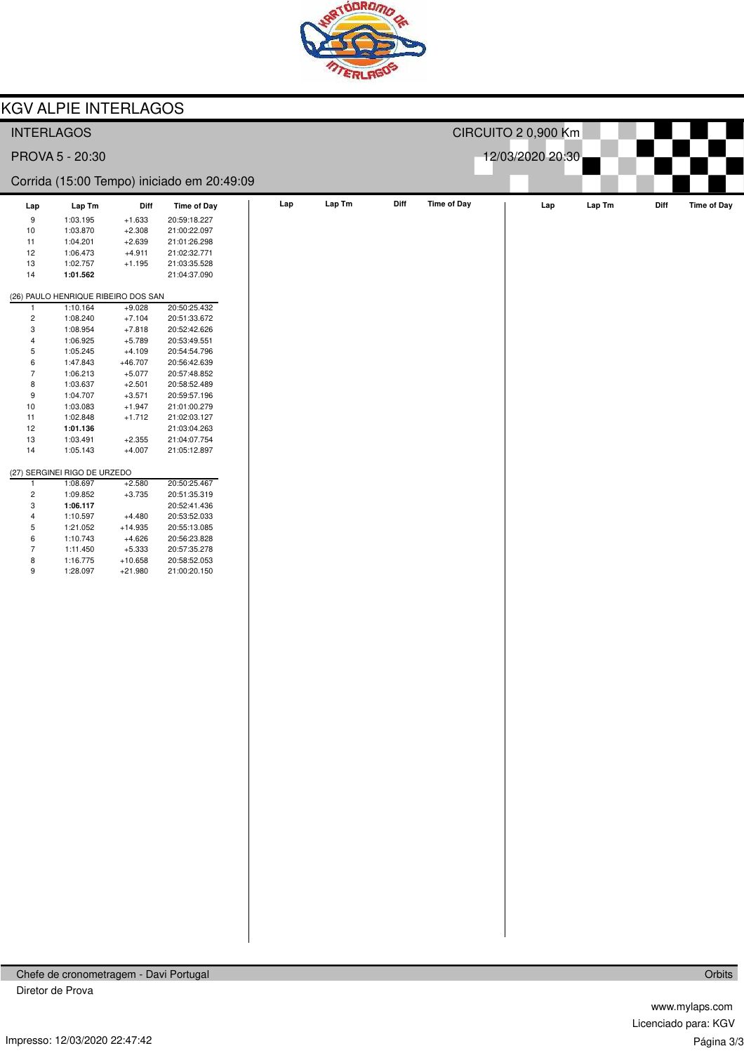# KGV ALPIE INTERLAGOS

INTERLAGOS

CIRCUITO 2 0,900 Km

PROVA 5 - 20:30

12/03/2020 20:30

Corrida (15:00 Tempo) iniciado em 20:49:09

| Lap | Lap Tm | Diff | Time of Day |
|---|---|---|---|
| 9 | 1:03.195 | +1.633 | 20:59:18.227 |
| 10 | 1:03.870 | +2.308 | 21:00:22.097 |
| 11 | 1:04.201 | +2.639 | 21:01:26.298 |
| 12 | 1:06.473 | +4.911 | 21:02:32.771 |
| 13 | 1:02.757 | +1.195 | 21:03:35.528 |
| 14 | **1:01.562** | | 21:04:37.090 |

(26) PAULO HENRIQUE RIBEIRO DOS SAN

| Lap | Lap Tm | Diff | Time of Day |
|---|---|---|---|
| 1 | 1:10.164 | +9.028 | 20:50:25.432 |
| 2 | 1:08.240 | +7.104 | 20:51:33.672 |
| 3 | 1:08.954 | +7.818 | 20:52:42.626 |
| 4 | 1:06.925 | +5.789 | 20:53:49.551 |
| 5 | 1:05.245 | +4.109 | 20:54:54.796 |
| 6 | 1:47.843 | +46.707 | 20:56:42.639 |
| 7 | 1:06.213 | +5.077 | 20:57:48.852 |
| 8 | 1:03.637 | +2.501 | 20:58:52.489 |
| 9 | 1:04.707 | +3.571 | 20:59:57.196 |
| 10 | 1:03.083 | +1.947 | 21:01:00.279 |
| 11 | 1:02.848 | +1.712 | 21:02:03.127 |
| 12 | **1:01.136** | | 21:03:04.263 |
| 13 | 1:03.491 | +2.355 | 21:04:07.754 |
| 14 | 1:05.143 | +4.007 | 21:05:12.897 |

(27) SERGINEI RIGO DE URZEDO

| Lap | Lap Tm | Diff | Time of Day |
|---|---|---|---|
| 1 | 1:08.697 | +2.580 | 20:50:25.467 |
| 2 | 1:09.852 | +3.735 | 20:51:35.319 |
| 3 | **1:06.117** | | 20:52:41.436 |
| 4 | 1:10.597 | +4.480 | 20:53:52.033 |
| 5 | 1:21.052 | +14.935 | 20:55:13.085 |
| 6 | 1:10.743 | +4.626 | 20:56:23.828 |
| 7 | 1:11.450 | +5.333 | 20:57:35.278 |
| 8 | 1:16.775 | +10.658 | 20:58:52.053 |
| 9 | 1:28.097 | +21.980 | 21:00:20.150 |

Chefe de cronometragem - Davi Portugal

Orbits

Diretor de Prova

www.mylaps.com

Licenciado para: KGV

Impresso: 12/03/2020 22:47:42